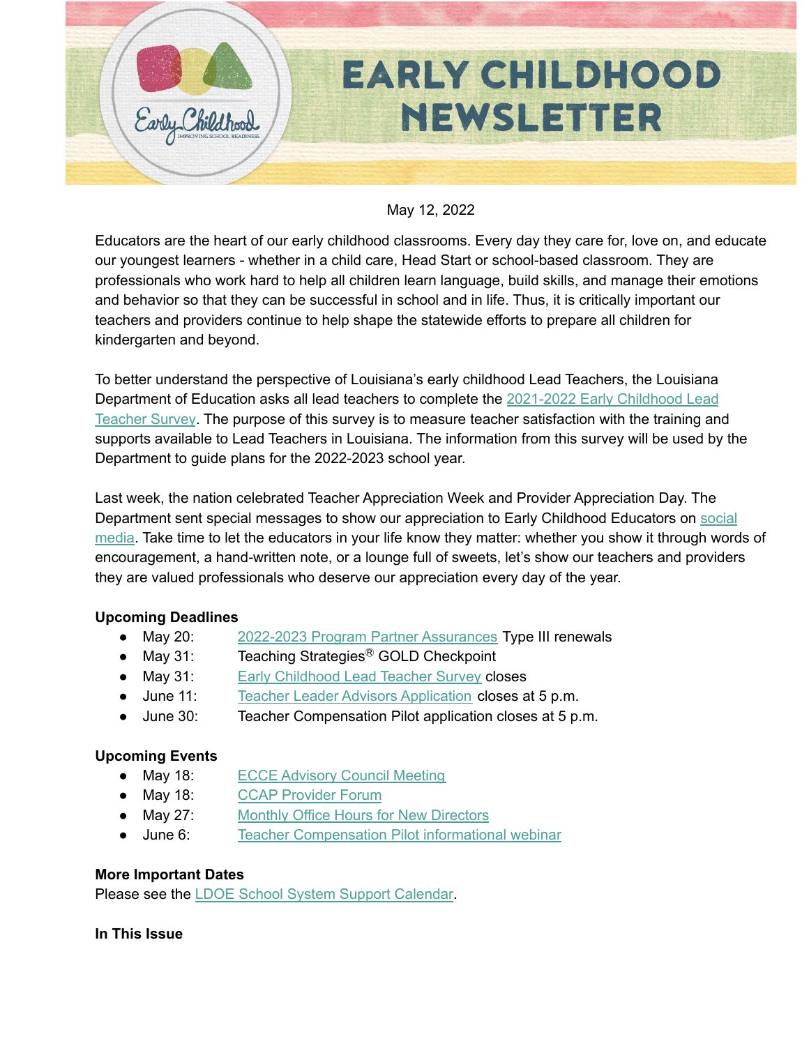# EARLY CHILDHOOD NEWSLETTER

May 12, 2022

Educators are the heart of our early childhood classrooms. Every day they care for, love on, and educate our youngest learners - whether in a child care, Head Start or school-based classroom. They are professionals who work hard to help all children learn language, build skills, and manage their emotions and behavior so that they can be successful in school and in life. Thus, it is critically important our teachers and providers continue to help shape the statewide efforts to prepare all children for kindergarten and beyond.

To better understand the perspective of Louisiana's early childhood Lead Teachers, the Louisiana Department of Education asks all lead teachers to complete the 2021-2022 Early Childhood Lead Teacher Survey. The purpose of this survey is to measure teacher satisfaction with the training and supports available to Lead Teachers in Louisiana. The information from this survey will be used by the Department to guide plans for the 2022-2023 school year.

Last week, the nation celebrated Teacher Appreciation Week and Provider Appreciation Day. The Department sent special messages to show our appreciation to Early Childhood Educators on social media. Take time to let the educators in your life know they matter: whether you show it through words of encouragement, a hand-written note, or a lounge full of sweets, let's show our teachers and providers they are valued professionals who deserve our appreciation every day of the year.

**Upcoming Deadlines**

- May 20: 2022-2023 Program Partner Assurances Type III renewals
- May 31: Teaching Strategies® GOLD Checkpoint
- May 31: Early Childhood Lead Teacher Survey closes
- June 11: Teacher Leader Advisors Application closes at 5 p.m.
- June 30: Teacher Compensation Pilot application closes at 5 p.m.

**Upcoming Events**

- May 18: ECCE Advisory Council Meeting
- May 18: CCAP Provider Forum
- May 27: Monthly Office Hours for New Directors
- June 6: Teacher Compensation Pilot informational webinar

**More Important Dates**

Please see the LDOE School System Support Calendar.

**In This Issue**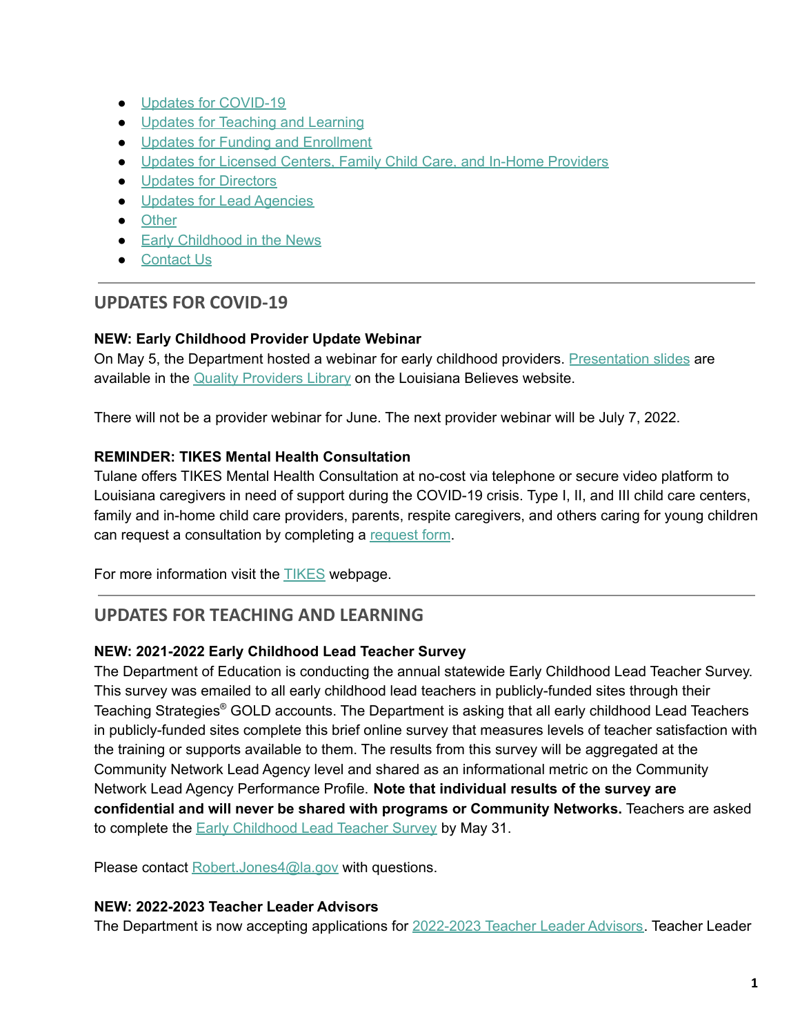- Updates for COVID-19
- Updates for Teaching and Learning
- Updates for Funding and Enrollment
- Updates for Licensed Centers, Family Child Care, and In-Home Providers
- Updates for Directors
- Updates for Lead Agencies
- Other
- Early Childhood in the News
- Contact Us

---

## UPDATES FOR COVID-19

**NEW: Early Childhood Provider Update Webinar**
On May 5, the Department hosted a webinar for early childhood providers. Presentation slides are available in the Quality Providers Library on the Louisiana Believes website.

There will not be a provider webinar for June. The next provider webinar will be July 7, 2022.

**REMINDER: TIKES Mental Health Consultation**
Tulane offers TIKES Mental Health Consultation at no-cost via telephone or secure video platform to Louisiana caregivers in need of support during the COVID-19 crisis. Type I, II, and III child care centers, family and in-home child care providers, parents, respite caregivers, and others caring for young children can request a consultation by completing a request form.

For more information visit the TIKES webpage.

---

## UPDATES FOR TEACHING AND LEARNING

**NEW: 2021-2022 Early Childhood Lead Teacher Survey**
The Department of Education is conducting the annual statewide Early Childhood Lead Teacher Survey. This survey was emailed to all early childhood lead teachers in publicly-funded sites through their Teaching Strategies® GOLD accounts. The Department is asking that all early childhood Lead Teachers in publicly-funded sites complete this brief online survey that measures levels of teacher satisfaction with the training or supports available to them. The results from this survey will be aggregated at the Community Network Lead Agency level and shared as an informational metric on the Community Network Lead Agency Performance Profile. **Note that individual results of the survey are confidential and will never be shared with programs or Community Networks.** Teachers are asked to complete the Early Childhood Lead Teacher Survey by May 31.

Please contact Robert.Jones4@la.gov with questions.

**NEW: 2022-2023 Teacher Leader Advisors**
The Department is now accepting applications for 2022-2023 Teacher Leader Advisors. Teacher Leader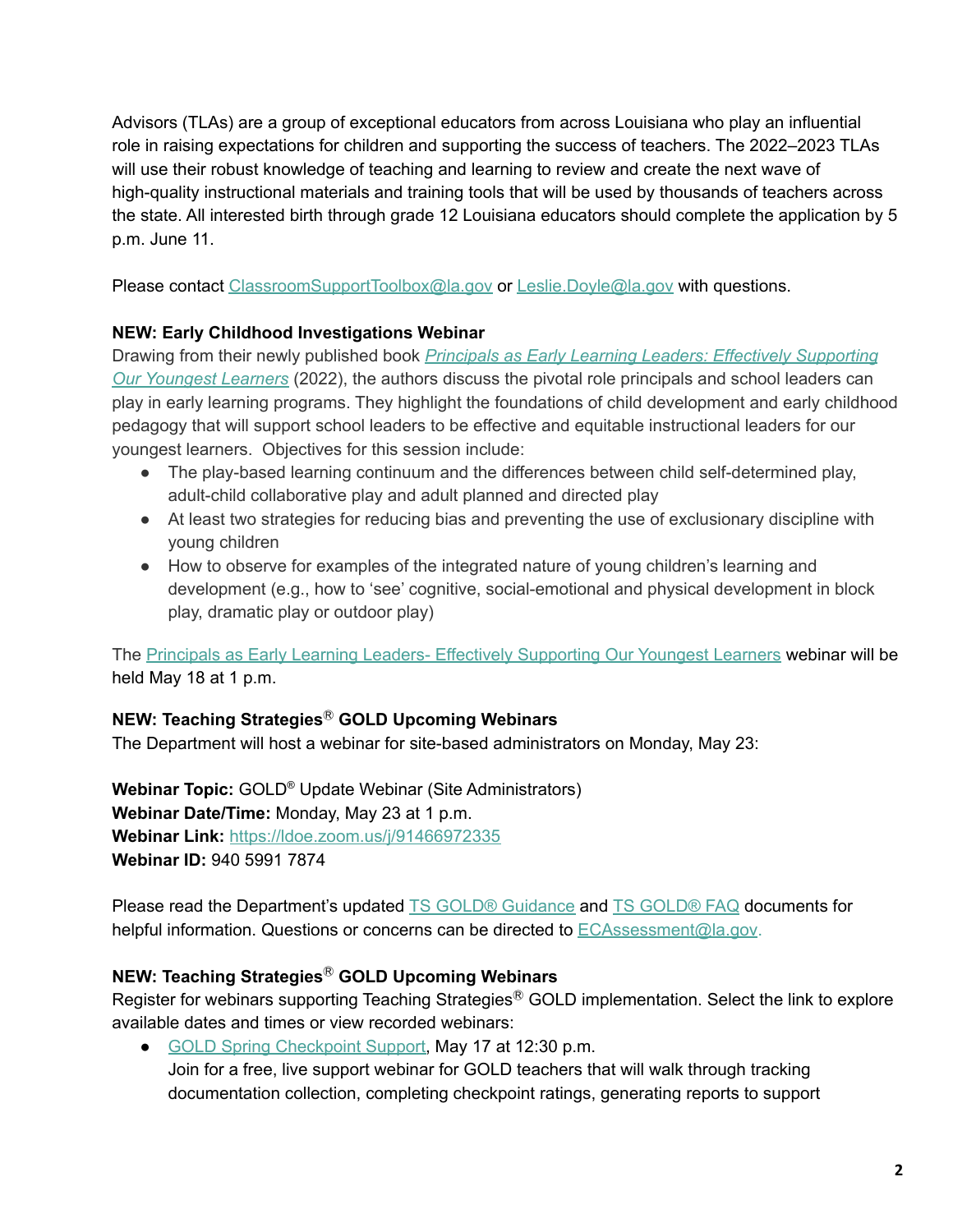Advisors (TLAs) are a group of exceptional educators from across Louisiana who play an influential role in raising expectations for children and supporting the success of teachers. The 2022–2023 TLAs will use their robust knowledge of teaching and learning to review and create the next wave of high-quality instructional materials and training tools that will be used by thousands of teachers across the state. All interested birth through grade 12 Louisiana educators should complete the application by 5 p.m. June 11.

Please contact ClassroomSupportToolbox@la.gov or Leslie.Doyle@la.gov with questions.

**NEW: Early Childhood Investigations Webinar**

Drawing from their newly published book *Principals as Early Learning Leaders: Effectively Supporting Our Youngest Learners* (2022), the authors discuss the pivotal role principals and school leaders can play in early learning programs. They highlight the foundations of child development and early childhood pedagogy that will support school leaders to be effective and equitable instructional leaders for our youngest learners. Objectives for this session include:

- The play-based learning continuum and the differences between child self-determined play, adult-child collaborative play and adult planned and directed play
- At least two strategies for reducing bias and preventing the use of exclusionary discipline with young children
- How to observe for examples of the integrated nature of young children's learning and development (e.g., how to 'see' cognitive, social-emotional and physical development in block play, dramatic play or outdoor play)

The Principals as Early Learning Leaders- Effectively Supporting Our Youngest Learners webinar will be held May 18 at 1 p.m.

**NEW: Teaching Strategies® GOLD Upcoming Webinars**

The Department will host a webinar for site-based administrators on Monday, May 23:

**Webinar Topic:** GOLD® Update Webinar (Site Administrators)
**Webinar Date/Time:** Monday, May 23 at 1 p.m.
**Webinar Link:** https://ldoe.zoom.us/j/91466972335
**Webinar ID:** 940 5991 7874

Please read the Department's updated TS GOLD® Guidance and TS GOLD® FAQ documents for helpful information. Questions or concerns can be directed to ECAssessment@la.gov.

**NEW: Teaching Strategies® GOLD Upcoming Webinars**

Register for webinars supporting Teaching Strategies® GOLD implementation. Select the link to explore available dates and times or view recorded webinars:

- GOLD Spring Checkpoint Support, May 17 at 12:30 p.m.
  Join for a free, live support webinar for GOLD teachers that will walk through tracking documentation collection, completing checkpoint ratings, generating reports to support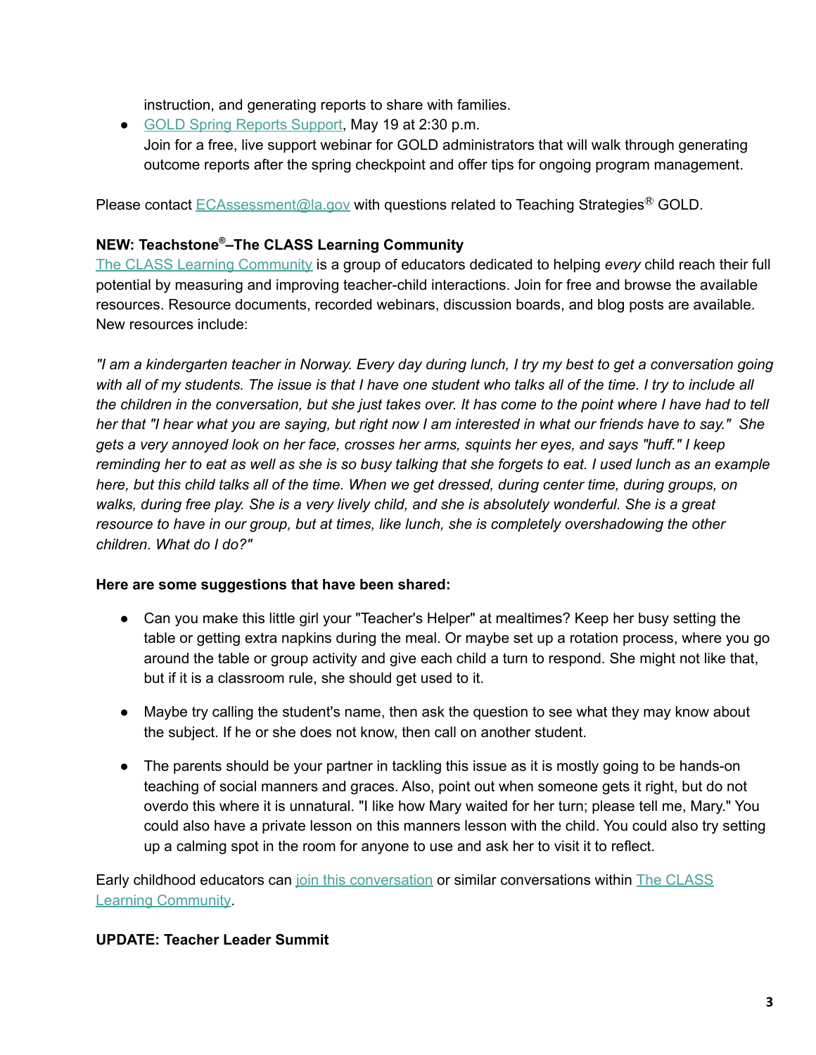instruction, and generating reports to share with families.

- [GOLD Spring Reports Support](), May 19 at 2:30 p.m.
  Join for a free, live support webinar for GOLD administrators that will walk through generating outcome reports after the spring checkpoint and offer tips for ongoing program management.

Please contact [ECAssessment@la.gov]() with questions related to Teaching Strategies® GOLD.

**NEW: Teachstone®–The CLASS Learning Community**
[The CLASS Learning Community]() is a group of educators dedicated to helping *every* child reach their full potential by measuring and improving teacher-child interactions. Join for free and browse the available resources. Resource documents, recorded webinars, discussion boards, and blog posts are available. New resources include:

*"I am a kindergarten teacher in Norway. Every day during lunch, I try my best to get a conversation going with all of my students. The issue is that I have one student who talks all of the time. I try to include all the children in the conversation, but she just takes over. It has come to the point where I have had to tell her that "I hear what you are saying, but right now I am interested in what our friends have to say." She gets a very annoyed look on her face, crosses her arms, squints her eyes, and says "huff." I keep reminding her to eat as well as she is so busy talking that she forgets to eat. I used lunch as an example here, but this child talks all of the time. When we get dressed, during center time, during groups, on walks, during free play. She is a very lively child, and she is absolutely wonderful. She is a great resource to have in our group, but at times, like lunch, she is completely overshadowing the other children. What do I do?"*

**Here are some suggestions that have been shared:**

- Can you make this little girl your "Teacher's Helper" at mealtimes? Keep her busy setting the table or getting extra napkins during the meal. Or maybe set up a rotation process, where you go around the table or group activity and give each child a turn to respond. She might not like that, but if it is a classroom rule, she should get used to it.

- Maybe try calling the student's name, then ask the question to see what they may know about the subject. If he or she does not know, then call on another student.

- The parents should be your partner in tackling this issue as it is mostly going to be hands-on teaching of social manners and graces. Also, point out when someone gets it right, but do not overdo this where it is unnatural. "I like how Mary waited for her turn; please tell me, Mary." You could also have a private lesson on this manners lesson with the child. You could also try setting up a calming spot in the room for anyone to use and ask her to visit it to reflect.

Early childhood educators can [join this conversation]() or similar conversations within [The CLASS Learning Community]().

**UPDATE: Teacher Leader Summit**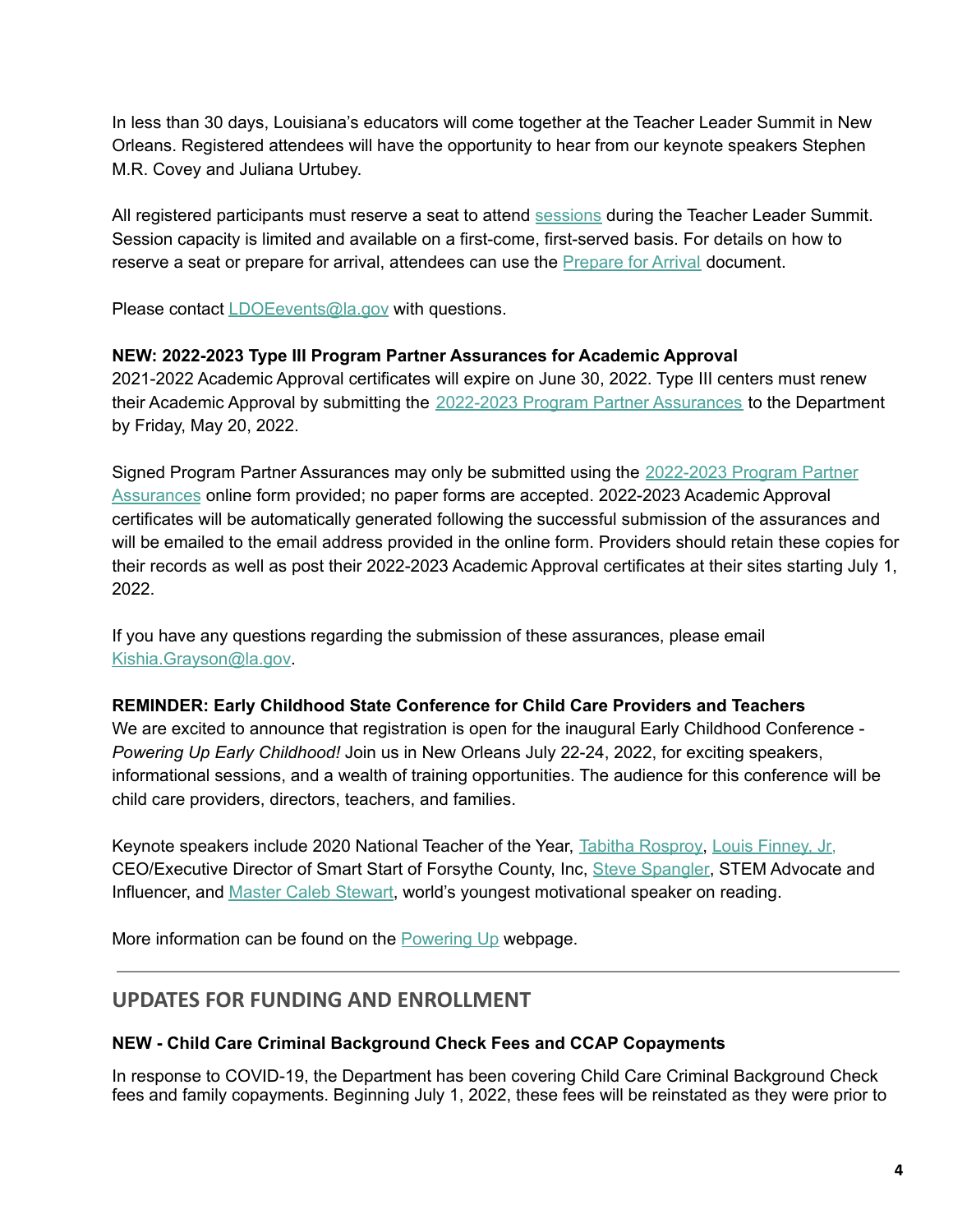In less than 30 days, Louisiana's educators will come together at the Teacher Leader Summit in New Orleans. Registered attendees will have the opportunity to hear from our keynote speakers Stephen M.R. Covey and Juliana Urtubey.

All registered participants must reserve a seat to attend sessions during the Teacher Leader Summit. Session capacity is limited and available on a first-come, first-served basis. For details on how to reserve a seat or prepare for arrival, attendees can use the Prepare for Arrival document.

Please contact LDOEevents@la.gov with questions.

**NEW: 2022-2023 Type III Program Partner Assurances for Academic Approval**

2021-2022 Academic Approval certificates will expire on June 30, 2022. Type III centers must renew their Academic Approval by submitting the 2022-2023 Program Partner Assurances to the Department by Friday, May 20, 2022.

Signed Program Partner Assurances may only be submitted using the 2022-2023 Program Partner Assurances online form provided; no paper forms are accepted. 2022-2023 Academic Approval certificates will be automatically generated following the successful submission of the assurances and will be emailed to the email address provided in the online form. Providers should retain these copies for their records as well as post their 2022-2023 Academic Approval certificates at their sites starting July 1, 2022.

If you have any questions regarding the submission of these assurances, please email Kishia.Grayson@la.gov.

**REMINDER: Early Childhood State Conference for Child Care Providers and Teachers**

We are excited to announce that registration is open for the inaugural Early Childhood Conference - *Powering Up Early Childhood!* Join us in New Orleans July 22-24, 2022, for exciting speakers, informational sessions, and a wealth of training opportunities. The audience for this conference will be child care providers, directors, teachers, and families.

Keynote speakers include 2020 National Teacher of the Year, Tabitha Rosproy, Louis Finney, Jr, CEO/Executive Director of Smart Start of Forsythe County, Inc, Steve Spangler, STEM Advocate and Influencer, and Master Caleb Stewart, world's youngest motivational speaker on reading.

More information can be found on the Powering Up webpage.

---

## UPDATES FOR FUNDING AND ENROLLMENT

**NEW - Child Care Criminal Background Check Fees and CCAP Copayments**

In response to COVID-19, the Department has been covering Child Care Criminal Background Check fees and family copayments. Beginning July 1, 2022, these fees will be reinstated as they were prior to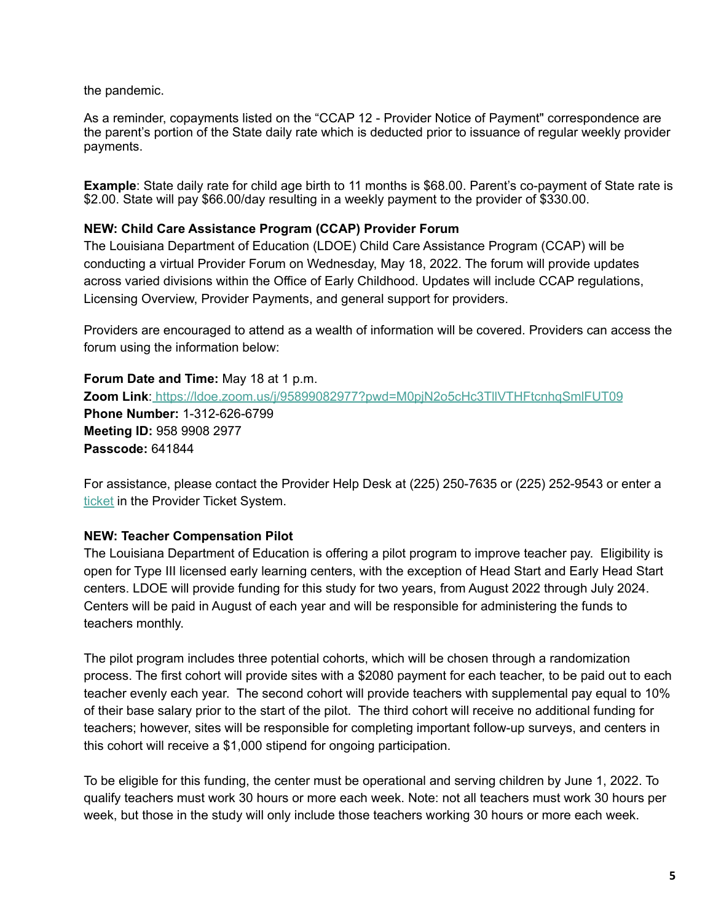the pandemic.

As a reminder, copayments listed on the "CCAP 12 - Provider Notice of Payment" correspondence are the parent's portion of the State daily rate which is deducted prior to issuance of regular weekly provider payments.

**Example**: State daily rate for child age birth to 11 months is $68.00. Parent's co-payment of State rate is $2.00. State will pay $66.00/day resulting in a weekly payment to the provider of $330.00.

**NEW: Child Care Assistance Program (CCAP) Provider Forum**

The Louisiana Department of Education (LDOE) Child Care Assistance Program (CCAP) will be conducting a virtual Provider Forum on Wednesday, May 18, 2022. The forum will provide updates across varied divisions within the Office of Early Childhood. Updates will include CCAP regulations, Licensing Overview, Provider Payments, and general support for providers.

Providers are encouraged to attend as a wealth of information will be covered. Providers can access the forum using the information below:

**Forum Date and Time:** May 18 at 1 p.m.
**Zoom Link**: https://ldoe.zoom.us/j/95899082977?pwd=M0pjN2o5cHc3TllVTHFtcnhqSmlFUT09
**Phone Number:** 1-312-626-6799
**Meeting ID:** 958 9908 2977
**Passcode:** 641844

For assistance, please contact the Provider Help Desk at (225) 250-7635 or (225) 252-9543 or enter a ticket in the Provider Ticket System.

**NEW: Teacher Compensation Pilot**

The Louisiana Department of Education is offering a pilot program to improve teacher pay. Eligibility is open for Type III licensed early learning centers, with the exception of Head Start and Early Head Start centers. LDOE will provide funding for this study for two years, from August 2022 through July 2024. Centers will be paid in August of each year and will be responsible for administering the funds to teachers monthly.

The pilot program includes three potential cohorts, which will be chosen through a randomization process. The first cohort will provide sites with a $2080 payment for each teacher, to be paid out to each teacher evenly each year. The second cohort will provide teachers with supplemental pay equal to 10% of their base salary prior to the start of the pilot. The third cohort will receive no additional funding for teachers; however, sites will be responsible for completing important follow-up surveys, and centers in this cohort will receive a $1,000 stipend for ongoing participation.

To be eligible for this funding, the center must be operational and serving children by June 1, 2022. To qualify teachers must work 30 hours or more each week. Note: not all teachers must work 30 hours per week, but those in the study will only include those teachers working 30 hours or more each week.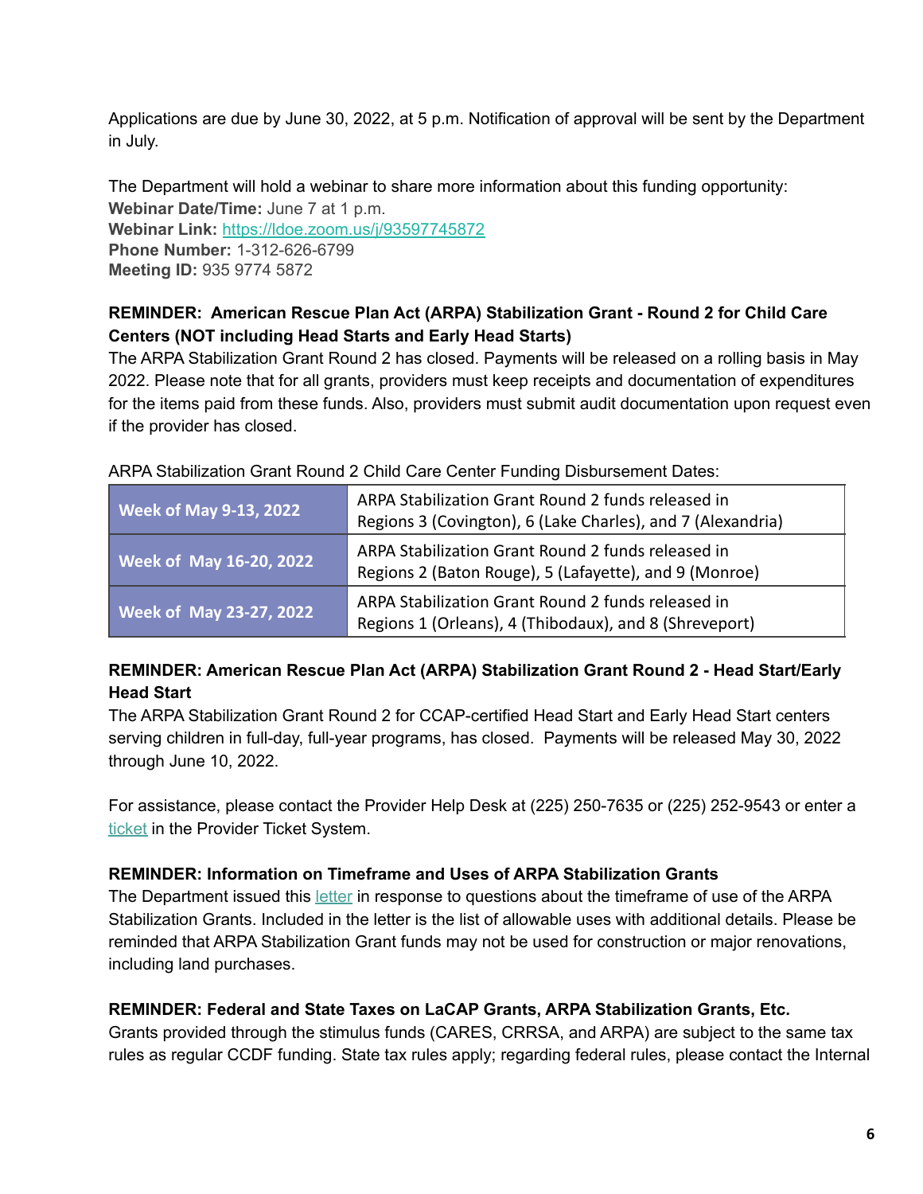Applications are due by June 30, 2022, at 5 p.m. Notification of approval will be sent by the Department in July.

The Department will hold a webinar to share more information about this funding opportunity:
**Webinar Date/Time:** June 7 at 1 p.m.
**Webinar Link:** [https://ldoe.zoom.us/j/93597745872](https://ldoe.zoom.us/j/93597745872)
**Phone Number:** 1-312-626-6799
**Meeting ID:** 935 9774 5872

**REMINDER: American Rescue Plan Act (ARPA) Stabilization Grant - Round 2 for Child Care Centers (NOT including Head Starts and Early Head Starts)**
The ARPA Stabilization Grant Round 2 has closed. Payments will be released on a rolling basis in May 2022. Please note that for all grants, providers must keep receipts and documentation of expenditures for the items paid from these funds. Also, providers must submit audit documentation upon request even if the provider has closed.

ARPA Stabilization Grant Round 2 Child Care Center Funding Disbursement Dates:

| | |
|---|---|
| **Week of May 9-13, 2022** | ARPA Stabilization Grant Round 2 funds released in Regions 3 (Covington), 6 (Lake Charles), and 7 (Alexandria) |
| **Week of May 16-20, 2022** | ARPA Stabilization Grant Round 2 funds released in Regions 2 (Baton Rouge), 5 (Lafayette), and 9 (Monroe) |
| **Week of May 23-27, 2022** | ARPA Stabilization Grant Round 2 funds released in Regions 1 (Orleans), 4 (Thibodaux), and 8 (Shreveport) |

**REMINDER: American Rescue Plan Act (ARPA) Stabilization Grant Round 2 - Head Start/Early Head Start**
The ARPA Stabilization Grant Round 2 for CCAP-certified Head Start and Early Head Start centers serving children in full-day, full-year programs, has closed. Payments will be released May 30, 2022 through June 10, 2022.

For assistance, please contact the Provider Help Desk at (225) 250-7635 or (225) 252-9543 or enter a ticket in the Provider Ticket System.

**REMINDER: Information on Timeframe and Uses of ARPA Stabilization Grants**
The Department issued this letter in response to questions about the timeframe of use of the ARPA Stabilization Grants. Included in the letter is the list of allowable uses with additional details. Please be reminded that ARPA Stabilization Grant funds may not be used for construction or major renovations, including land purchases.

**REMINDER: Federal and State Taxes on LaCAP Grants, ARPA Stabilization Grants, Etc.**
Grants provided through the stimulus funds (CARES, CRRSA, and ARPA) are subject to the same tax rules as regular CCDF funding. State tax rules apply; regarding federal rules, please contact the Internal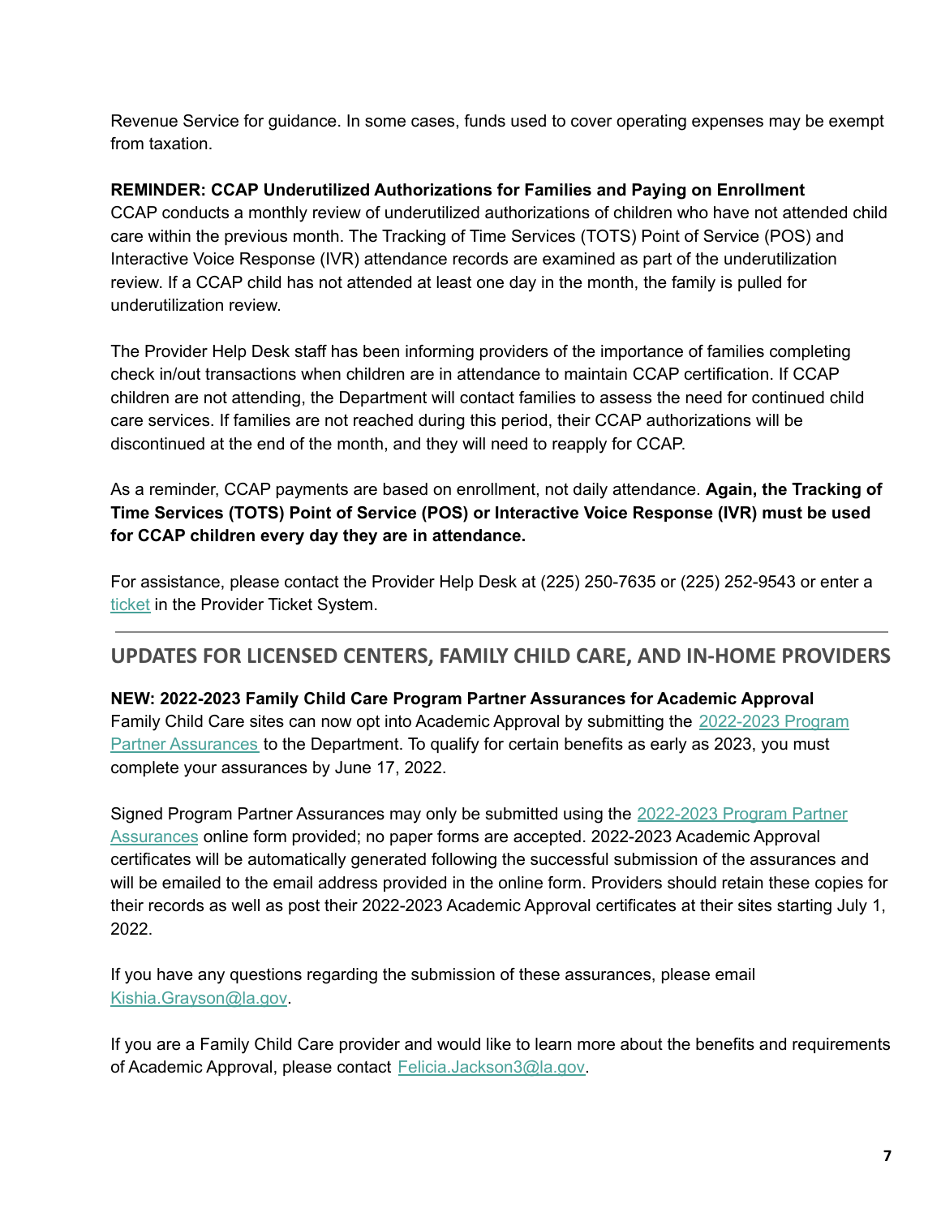Revenue Service for guidance. In some cases, funds used to cover operating expenses may be exempt from taxation.

**REMINDER: CCAP Underutilized Authorizations for Families and Paying on Enrollment**

CCAP conducts a monthly review of underutilized authorizations of children who have not attended child care within the previous month. The Tracking of Time Services (TOTS) Point of Service (POS) and Interactive Voice Response (IVR) attendance records are examined as part of the underutilization review. If a CCAP child has not attended at least one day in the month, the family is pulled for underutilization review.

The Provider Help Desk staff has been informing providers of the importance of families completing check in/out transactions when children are in attendance to maintain CCAP certification. If CCAP children are not attending, the Department will contact families to assess the need for continued child care services. If families are not reached during this period, their CCAP authorizations will be discontinued at the end of the month, and they will need to reapply for CCAP.

As a reminder, CCAP payments are based on enrollment, not daily attendance. **Again, the Tracking of Time Services (TOTS) Point of Service (POS) or Interactive Voice Response (IVR) must be used for CCAP children every day they are in attendance.**

For assistance, please contact the Provider Help Desk at (225) 250-7635 or (225) 252-9543 or enter a ticket in the Provider Ticket System.

---

## UPDATES FOR LICENSED CENTERS, FAMILY CHILD CARE, AND IN-HOME PROVIDERS

**NEW: 2022-2023 Family Child Care Program Partner Assurances for Academic Approval**

Family Child Care sites can now opt into Academic Approval by submitting the 2022-2023 Program Partner Assurances to the Department. To qualify for certain benefits as early as 2023, you must complete your assurances by June 17, 2022.

Signed Program Partner Assurances may only be submitted using the 2022-2023 Program Partner Assurances online form provided; no paper forms are accepted. 2022-2023 Academic Approval certificates will be automatically generated following the successful submission of the assurances and will be emailed to the email address provided in the online form. Providers should retain these copies for their records as well as post their 2022-2023 Academic Approval certificates at their sites starting July 1, 2022.

If you have any questions regarding the submission of these assurances, please email Kishia.Grayson@la.gov.

If you are a Family Child Care provider and would like to learn more about the benefits and requirements of Academic Approval, please contact Felicia.Jackson3@la.gov.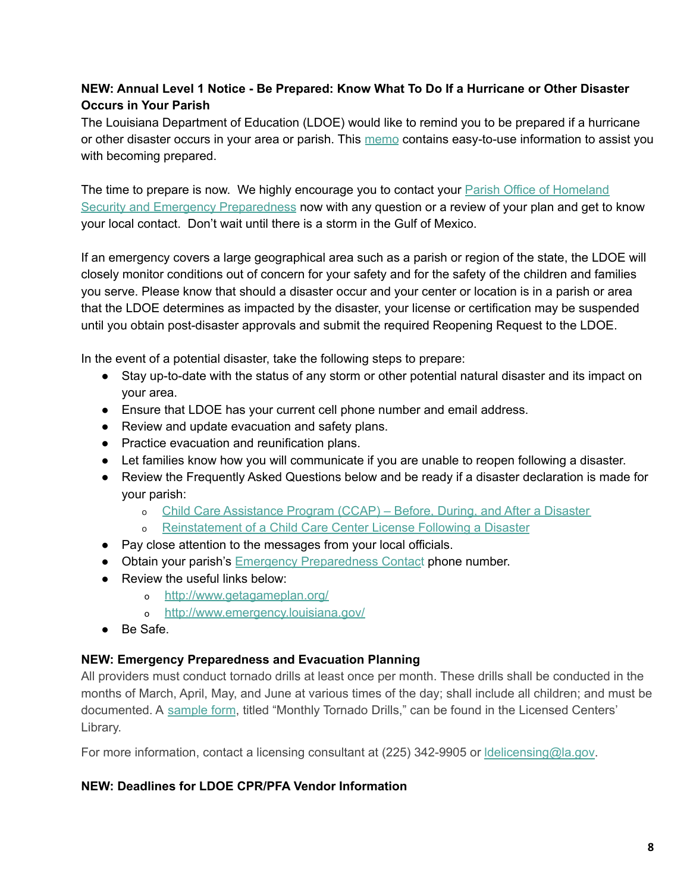**NEW: Annual Level 1 Notice - Be Prepared: Know What To Do If a Hurricane or Other Disaster Occurs in Your Parish**

The Louisiana Department of Education (LDOE) would like to remind you to be prepared if a hurricane or other disaster occurs in your area or parish. This memo contains easy-to-use information to assist you with becoming prepared.

The time to prepare is now. We highly encourage you to contact your Parish Office of Homeland Security and Emergency Preparedness now with any question or a review of your plan and get to know your local contact. Don't wait until there is a storm in the Gulf of Mexico.

If an emergency covers a large geographical area such as a parish or region of the state, the LDOE will closely monitor conditions out of concern for your safety and for the safety of the children and families you serve. Please know that should a disaster occur and your center or location is in a parish or area that the LDOE determines as impacted by the disaster, your license or certification may be suspended until you obtain post-disaster approvals and submit the required Reopening Request to the LDOE.

In the event of a potential disaster, take the following steps to prepare:

- Stay up-to-date with the status of any storm or other potential natural disaster and its impact on your area.
- Ensure that LDOE has your current cell phone number and email address.
- Review and update evacuation and safety plans.
- Practice evacuation and reunification plans.
- Let families know how you will communicate if you are unable to reopen following a disaster.
- Review the Frequently Asked Questions below and be ready if a disaster declaration is made for your parish:
    - Child Care Assistance Program (CCAP) – Before, During, and After a Disaster
    - Reinstatement of a Child Care Center License Following a Disaster
- Pay close attention to the messages from your local officials.
- Obtain your parish's Emergency Preparedness Contact phone number.
- Review the useful links below:
    - http://www.getagameplan.org/
    - http://www.emergency.louisiana.gov/
- Be Safe.

**NEW: Emergency Preparedness and Evacuation Planning**

All providers must conduct tornado drills at least once per month. These drills shall be conducted in the months of March, April, May, and June at various times of the day; shall include all children; and must be documented. A sample form, titled "Monthly Tornado Drills," can be found in the Licensed Centers' Library.

For more information, contact a licensing consultant at (225) 342-9905 or ldelicensing@la.gov.

**NEW: Deadlines for LDOE CPR/PFA Vendor Information**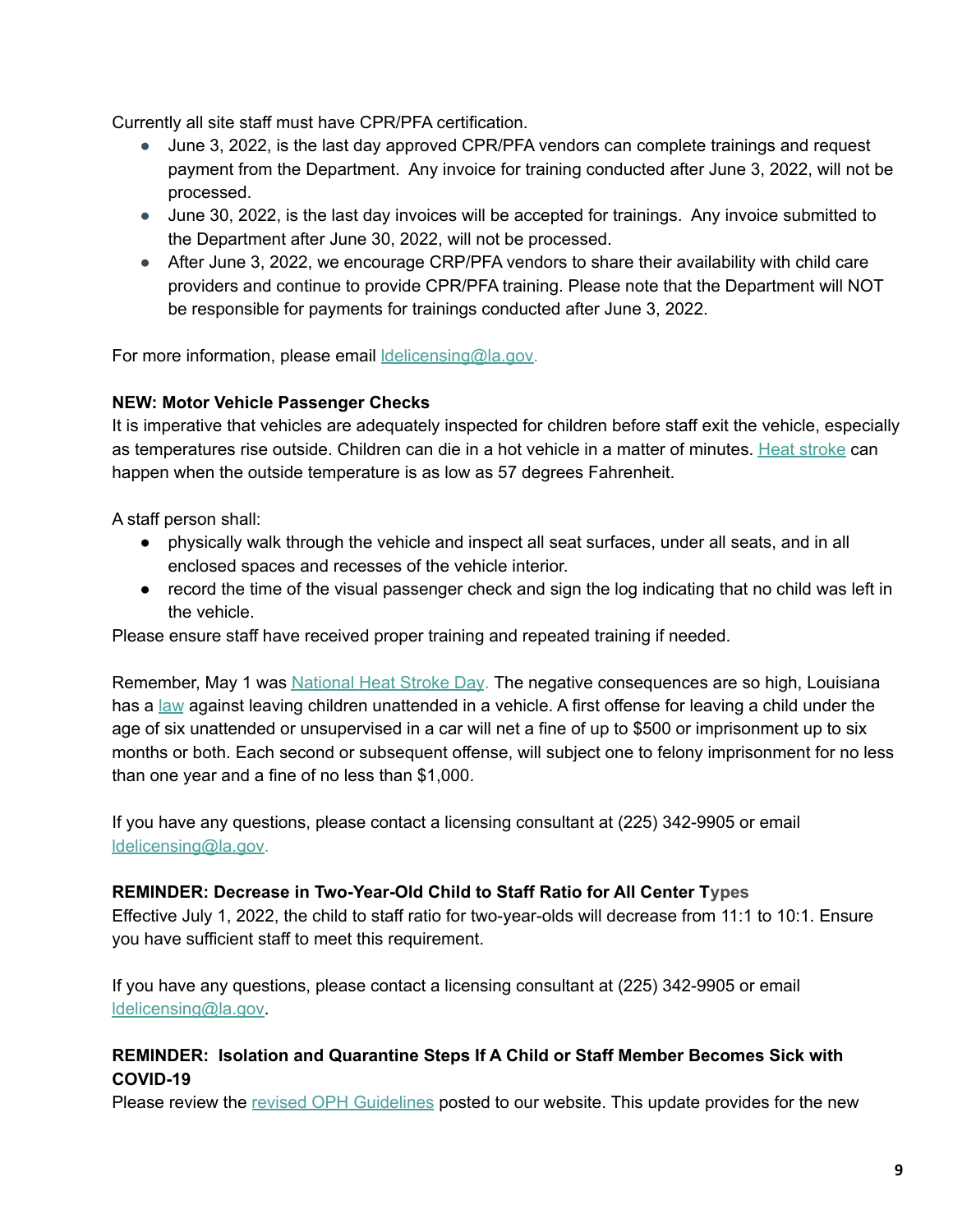Currently all site staff must have CPR/PFA certification.

- June 3, 2022, is the last day approved CPR/PFA vendors can complete trainings and request payment from the Department. Any invoice for training conducted after June 3, 2022, will not be processed.
- June 30, 2022, is the last day invoices will be accepted for trainings. Any invoice submitted to the Department after June 30, 2022, will not be processed.
- After June 3, 2022, we encourage CRP/PFA vendors to share their availability with child care providers and continue to provide CPR/PFA training. Please note that the Department will NOT be responsible for payments for trainings conducted after June 3, 2022.

For more information, please email ldelicensing@la.gov.

**NEW: Motor Vehicle Passenger Checks**

It is imperative that vehicles are adequately inspected for children before staff exit the vehicle, especially as temperatures rise outside. Children can die in a hot vehicle in a matter of minutes. Heat stroke can happen when the outside temperature is as low as 57 degrees Fahrenheit.

A staff person shall:

- physically walk through the vehicle and inspect all seat surfaces, under all seats, and in all enclosed spaces and recesses of the vehicle interior.
- record the time of the visual passenger check and sign the log indicating that no child was left in the vehicle.

Please ensure staff have received proper training and repeated training if needed.

Remember, May 1 was National Heat Stroke Day. The negative consequences are so high, Louisiana has a law against leaving children unattended in a vehicle. A first offense for leaving a child under the age of six unattended or unsupervised in a car will net a fine of up to $500 or imprisonment up to six months or both. Each second or subsequent offense, will subject one to felony imprisonment for no less than one year and a fine of no less than $1,000.

If you have any questions, please contact a licensing consultant at (225) 342-9905 or email ldelicensing@la.gov.

**REMINDER: Decrease in Two-Year-Old Child to Staff Ratio for All Center Types**

Effective July 1, 2022, the child to staff ratio for two-year-olds will decrease from 11:1 to 10:1. Ensure you have sufficient staff to meet this requirement.

If you have any questions, please contact a licensing consultant at (225) 342-9905 or email ldelicensing@la.gov.

**REMINDER: Isolation and Quarantine Steps If A Child or Staff Member Becomes Sick with COVID-19**

Please review the revised OPH Guidelines posted to our website. This update provides for the new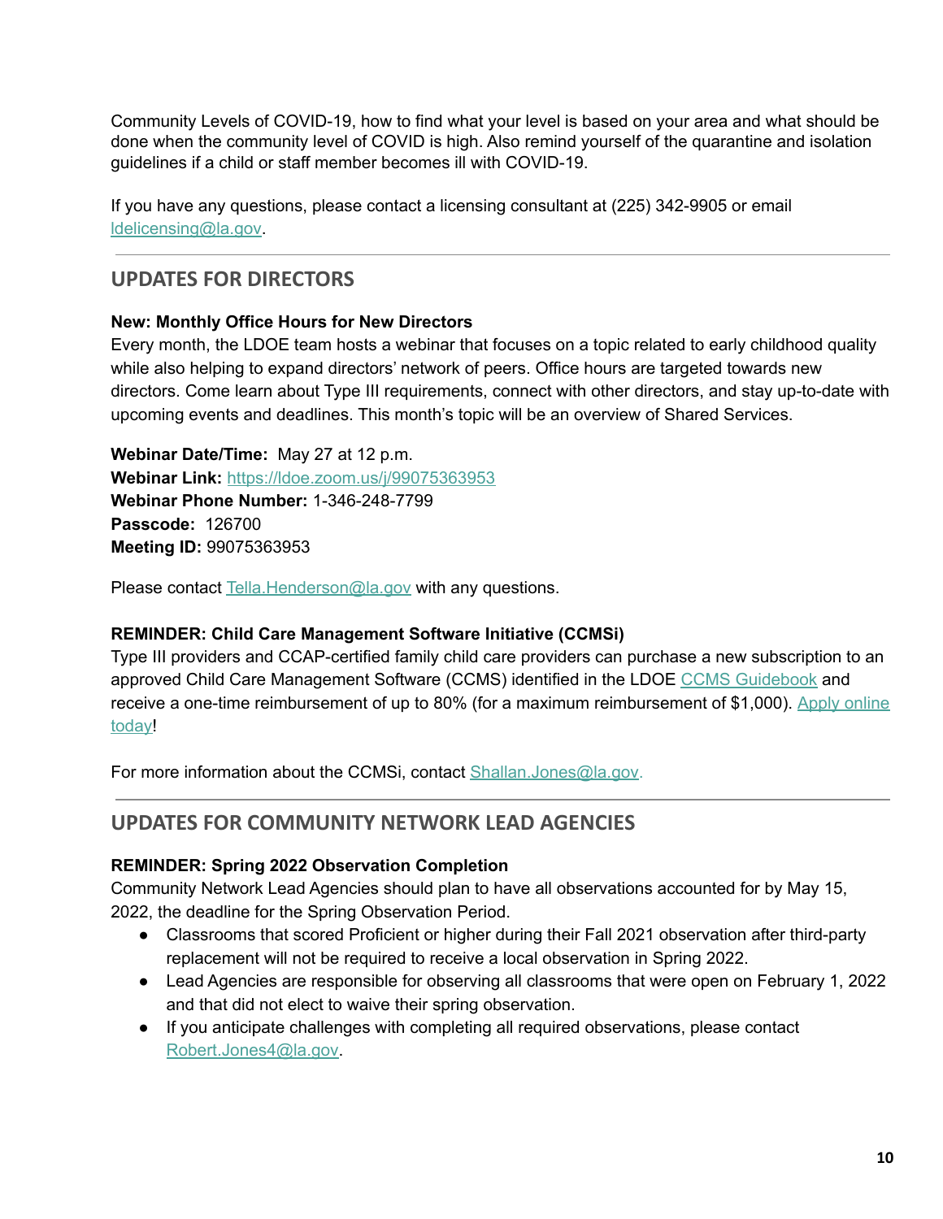Community Levels of COVID-19, how to find what your level is based on your area and what should be done when the community level of COVID is high. Also remind yourself of the quarantine and isolation guidelines if a child or staff member becomes ill with COVID-19.

If you have any questions, please contact a licensing consultant at (225) 342-9905 or email ldelicensing@la.gov.

---

## UPDATES FOR DIRECTORS

**New: Monthly Office Hours for New Directors**
Every month, the LDOE team hosts a webinar that focuses on a topic related to early childhood quality while also helping to expand directors' network of peers. Office hours are targeted towards new directors. Come learn about Type III requirements, connect with other directors, and stay up-to-date with upcoming events and deadlines. This month's topic will be an overview of Shared Services.

**Webinar Date/Time:** May 27 at 12 p.m.
**Webinar Link:** https://ldoe.zoom.us/j/99075363953
**Webinar Phone Number:** 1-346-248-7799
**Passcode:** 126700
**Meeting ID:** 99075363953

Please contact Tella.Henderson@la.gov with any questions.

**REMINDER: Child Care Management Software Initiative (CCMSi)**
Type III providers and CCAP-certified family child care providers can purchase a new subscription to an approved Child Care Management Software (CCMS) identified in the LDOE CCMS Guidebook and receive a one-time reimbursement of up to 80% (for a maximum reimbursement of $1,000). Apply online today!

For more information about the CCMSi, contact Shallan.Jones@la.gov.

---

## UPDATES FOR COMMUNITY NETWORK LEAD AGENCIES

**REMINDER: Spring 2022 Observation Completion**
Community Network Lead Agencies should plan to have all observations accounted for by May 15, 2022, the deadline for the Spring Observation Period.

- Classrooms that scored Proficient or higher during their Fall 2021 observation after third-party replacement will not be required to receive a local observation in Spring 2022.
- Lead Agencies are responsible for observing all classrooms that were open on February 1, 2022 and that did not elect to waive their spring observation.
- If you anticipate challenges with completing all required observations, please contact Robert.Jones4@la.gov.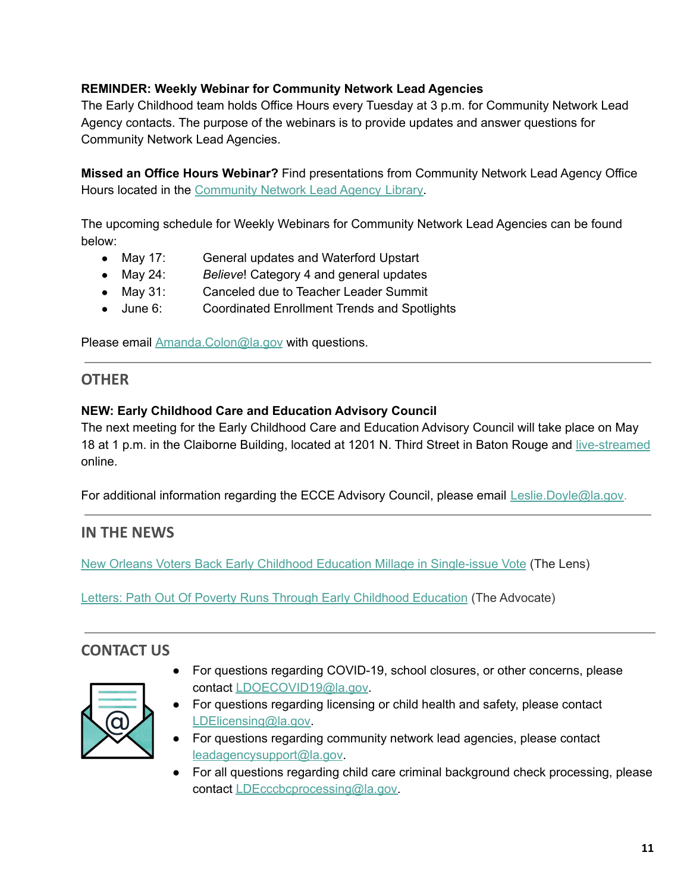**REMINDER: Weekly Webinar for Community Network Lead Agencies**
The Early Childhood team holds Office Hours every Tuesday at 3 p.m. for Community Network Lead Agency contacts. The purpose of the webinars is to provide updates and answer questions for Community Network Lead Agencies.

**Missed an Office Hours Webinar?** Find presentations from Community Network Lead Agency Office Hours located in the Community Network Lead Agency Library.

The upcoming schedule for Weekly Webinars for Community Network Lead Agencies can be found below:

- May 17: General updates and Waterford Upstart
- May 24: *Believe*! Category 4 and general updates
- May 31: Canceled due to Teacher Leader Summit
- June 6: Coordinated Enrollment Trends and Spotlights

Please email Amanda.Colon@la.gov with questions.

## OTHER

**NEW: Early Childhood Care and Education Advisory Council**
The next meeting for the Early Childhood Care and Education Advisory Council will take place on May 18 at 1 p.m. in the Claiborne Building, located at 1201 N. Third Street in Baton Rouge and live-streamed online.

For additional information regarding the ECCE Advisory Council, please email Leslie.Doyle@la.gov.

## IN THE NEWS

New Orleans Voters Back Early Childhood Education Millage in Single-issue Vote (The Lens)

Letters: Path Out Of Poverty Runs Through Early Childhood Education (The Advocate)

## CONTACT US

- For questions regarding COVID-19, school closures, or other concerns, please contact LDOECOVID19@la.gov.
- For questions regarding licensing or child health and safety, please contact LDElicensing@la.gov.
- For questions regarding community network lead agencies, please contact leadagencysupport@la.gov.
- For all questions regarding child care criminal background check processing, please contact LDEcccbcprocessing@la.gov.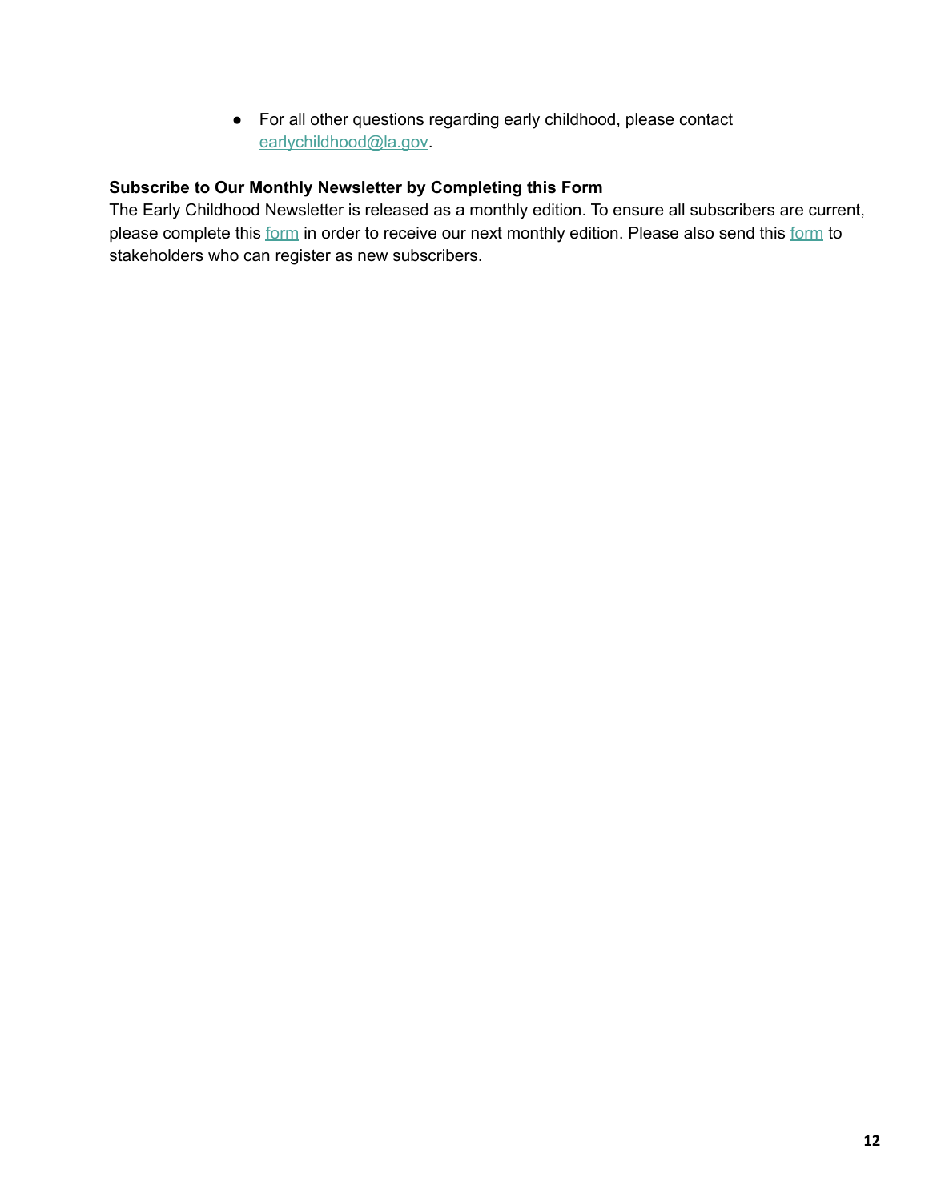- For all other questions regarding early childhood, please contact earlychildhood@la.gov.

**Subscribe to Our Monthly Newsletter by Completing this Form**

The Early Childhood Newsletter is released as a monthly edition. To ensure all subscribers are current, please complete this form in order to receive our next monthly edition. Please also send this form to stakeholders who can register as new subscribers.